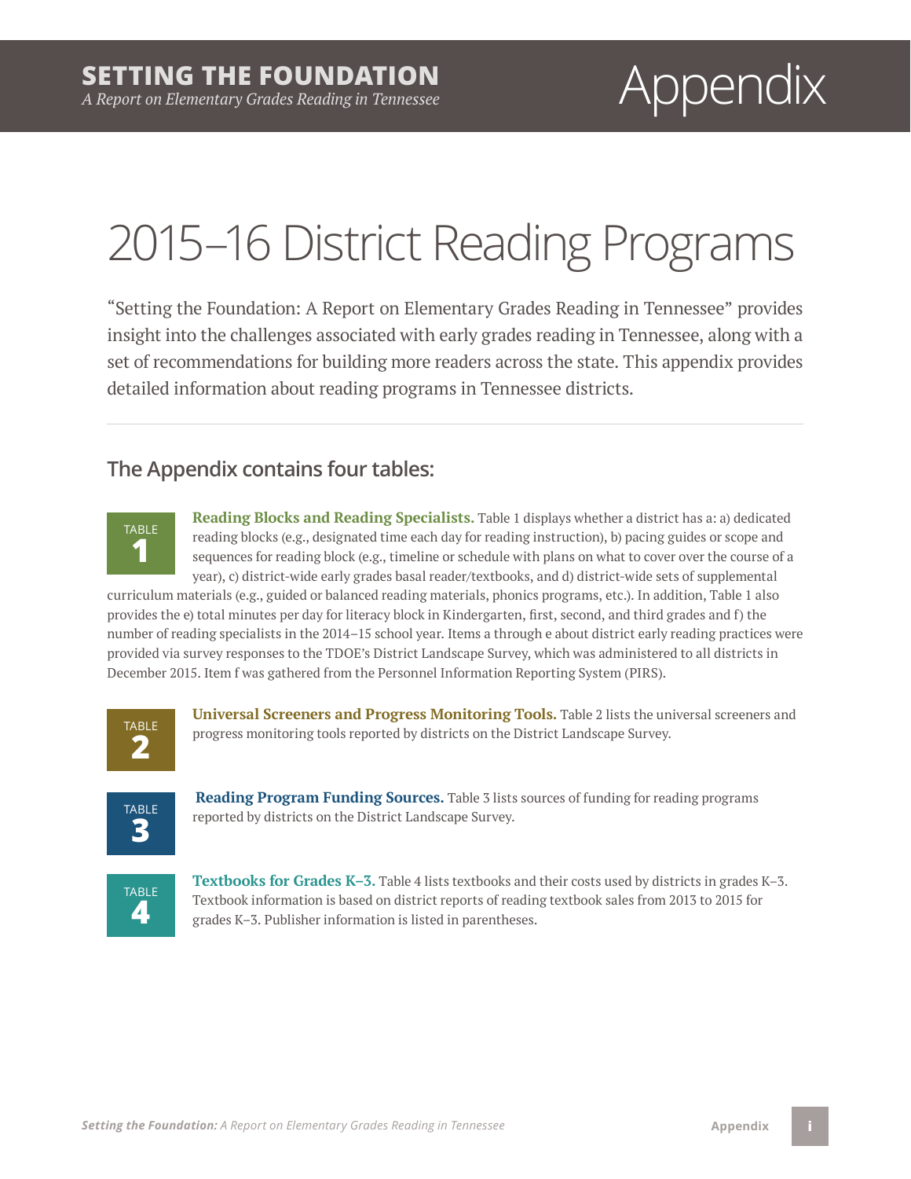# Appendix

# 2015–16 District Reading Programs

"Setting the Foundation: A Report on Elementary Grades Reading in Tennessee" provides insight into the challenges associated with early grades reading in Tennessee, along with a set of recommendations for building more readers across the state. This appendix provides detailed information about reading programs in Tennessee districts.

---

## The Appendix contains four tables:

**TABLE 1**

**Reading Blocks and Reading Specialists.** Table 1 displays whether a district has a: a) dedicated reading blocks (e.g., designated time each day for reading instruction), b) pacing guides or scope and sequences for reading block (e.g., timeline or schedule with plans on what to cover over the course of a year), c) district-wide early grades basal reader/textbooks, and d) district-wide sets of supplemental curriculum materials (e.g., guided or balanced reading materials, phonics programs, etc.). In addition, Table 1 also provides the e) total minutes per day for literacy block in Kindergarten, first, second, and third grades and f) the number of reading specialists in the 2014–15 school year. Items a through e about district early reading practices were provided via survey responses to the TDOE's District Landscape Survey, which was administered to all districts in December 2015. Item f was gathered from the Personnel Information Reporting System (PIRS).

**TABLE 2**

**Universal Screeners and Progress Monitoring Tools.** Table 2 lists the universal screeners and progress monitoring tools reported by districts on the District Landscape Survey.

**TABLE 3**

**Reading Program Funding Sources.** Table 3 lists sources of funding for reading programs reported by districts on the District Landscape Survey.

**TABLE 4**

**Textbooks for Grades K–3.** Table 4 lists textbooks and their costs used by districts in grades K–3. Textbook information is based on district reports of reading textbook sales from 2013 to 2015 for grades K–3. Publisher information is listed in parentheses.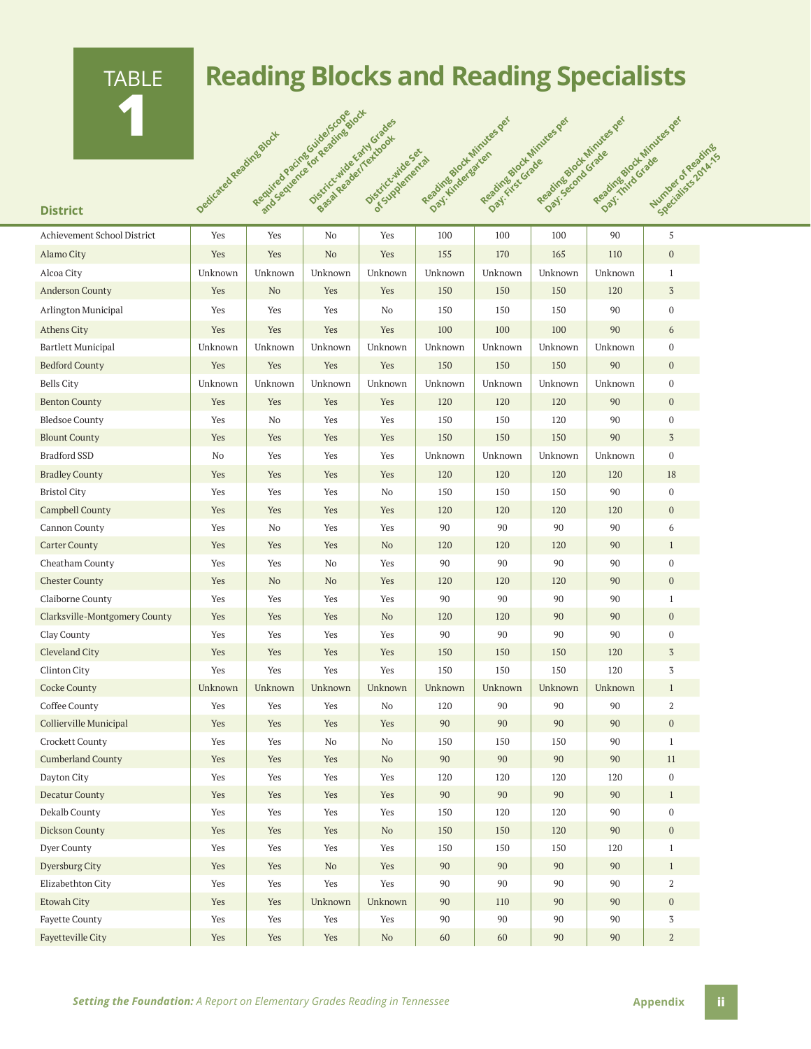# TABLE 1 Reading Blocks and Reading Specialists

| District | Dedicated Reading Block | Required Pacing Guide/Scope and Sequence for Reading Block | District-wide Early Grades Basal Reader/Textbook | District-wide Set of Supplemental | Reading Block Minutes per Day: Kindergarten | Reading Block Minutes per Day: First Grade | Reading Block Minutes per Day: Second Grade | Reading Block Minutes per Day: Third Grade | Number of Reading Specialists 2014-15 |
|---|---|---|---|---|---|---|---|---|---|
| Achievement School District | Yes | Yes | No | Yes | 100 | 100 | 100 | 90 | 5 |
| Alamo City | Yes | Yes | No | Yes | 155 | 170 | 165 | 110 | 0 |
| Alcoa City | Unknown | Unknown | Unknown | Unknown | Unknown | Unknown | Unknown | Unknown | 1 |
| Anderson County | Yes | No | Yes | Yes | 150 | 150 | 150 | 120 | 3 |
| Arlington Municipal | Yes | Yes | Yes | No | 150 | 150 | 150 | 90 | 0 |
| Athens City | Yes | Yes | Yes | Yes | 100 | 100 | 100 | 90 | 6 |
| Bartlett Municipal | Unknown | Unknown | Unknown | Unknown | Unknown | Unknown | Unknown | Unknown | 0 |
| Bedford County | Yes | Yes | Yes | Yes | 150 | 150 | 150 | 90 | 0 |
| Bells City | Unknown | Unknown | Unknown | Unknown | Unknown | Unknown | Unknown | Unknown | 0 |
| Benton County | Yes | Yes | Yes | Yes | 120 | 120 | 120 | 90 | 0 |
| Bledsoe County | Yes | No | Yes | Yes | 150 | 150 | 120 | 90 | 0 |
| Blount County | Yes | Yes | Yes | Yes | 150 | 150 | 150 | 90 | 3 |
| Bradford SSD | No | Yes | Yes | Yes | Unknown | Unknown | Unknown | Unknown | 0 |
| Bradley County | Yes | Yes | Yes | Yes | 120 | 120 | 120 | 120 | 18 |
| Bristol City | Yes | Yes | Yes | No | 150 | 150 | 150 | 90 | 0 |
| Campbell County | Yes | Yes | Yes | Yes | 120 | 120 | 120 | 120 | 0 |
| Cannon County | Yes | No | Yes | Yes | 90 | 90 | 90 | 90 | 6 |
| Carter County | Yes | Yes | Yes | No | 120 | 120 | 120 | 90 | 1 |
| Cheatham County | Yes | Yes | No | Yes | 90 | 90 | 90 | 90 | 0 |
| Chester County | Yes | No | No | Yes | 120 | 120 | 120 | 90 | 0 |
| Claiborne County | Yes | Yes | Yes | Yes | 90 | 90 | 90 | 90 | 1 |
| Clarksville-Montgomery County | Yes | Yes | Yes | No | 120 | 120 | 90 | 90 | 0 |
| Clay County | Yes | Yes | Yes | Yes | 90 | 90 | 90 | 90 | 0 |
| Cleveland City | Yes | Yes | Yes | Yes | 150 | 150 | 150 | 120 | 3 |
| Clinton City | Yes | Yes | Yes | Yes | 150 | 150 | 150 | 120 | 3 |
| Cocke County | Unknown | Unknown | Unknown | Unknown | Unknown | Unknown | Unknown | Unknown | 1 |
| Coffee County | Yes | Yes | Yes | No | 120 | 90 | 90 | 90 | 2 |
| Collierville Municipal | Yes | Yes | Yes | Yes | 90 | 90 | 90 | 90 | 0 |
| Crockett County | Yes | Yes | No | No | 150 | 150 | 150 | 90 | 1 |
| Cumberland County | Yes | Yes | Yes | No | 90 | 90 | 90 | 90 | 11 |
| Dayton City | Yes | Yes | Yes | Yes | 120 | 120 | 120 | 120 | 0 |
| Decatur County | Yes | Yes | Yes | Yes | 90 | 90 | 90 | 90 | 1 |
| Dekalb County | Yes | Yes | Yes | Yes | 150 | 120 | 120 | 90 | 0 |
| Dickson County | Yes | Yes | Yes | No | 150 | 150 | 120 | 90 | 0 |
| Dyer County | Yes | Yes | Yes | Yes | 150 | 150 | 150 | 120 | 1 |
| Dyersburg City | Yes | Yes | No | Yes | 90 | 90 | 90 | 90 | 1 |
| Elizabethton City | Yes | Yes | Yes | Yes | 90 | 90 | 90 | 90 | 2 |
| Etowah City | Yes | Yes | Unknown | Unknown | 90 | 110 | 90 | 90 | 0 |
| Fayette County | Yes | Yes | Yes | Yes | 90 | 90 | 90 | 90 | 3 |
| Fayetteville City | Yes | Yes | Yes | No | 60 | 60 | 90 | 90 | 2 |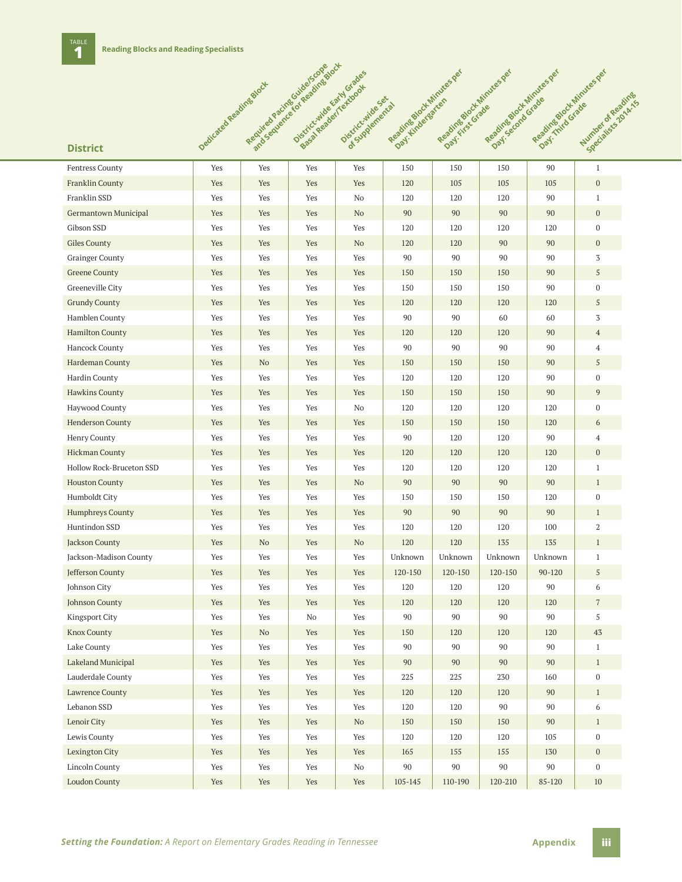**TABLE 1** Reading Blocks and Reading Specialists

| District | Dedicated Reading Block | Required Pacing Guide/Scope and Sequence for Reading Block | District-wide Early Grades Basal Reader/Textbook | District-wide Set of Supplemental | Reading Block Minutes per Day: Kindergarten | Reading Block Minutes per Day: First Grade | Reading Block Minutes per Day: Second Grade | Reading Block Minutes per Day: Third Grade | Number of Reading Specialists 2014-15 |
|---|---|---|---|---|---|---|---|---|---|
| Fentress County | Yes | Yes | Yes | Yes | 150 | 150 | 150 | 90 | 1 |
| Franklin County | Yes | Yes | Yes | Yes | 120 | 105 | 105 | 105 | 0 |
| Franklin SSD | Yes | Yes | Yes | No | 120 | 120 | 120 | 90 | 1 |
| Germantown Municipal | Yes | Yes | Yes | No | 90 | 90 | 90 | 90 | 0 |
| Gibson SSD | Yes | Yes | Yes | Yes | 120 | 120 | 120 | 120 | 0 |
| Giles County | Yes | Yes | Yes | No | 120 | 120 | 90 | 90 | 0 |
| Grainger County | Yes | Yes | Yes | Yes | 90 | 90 | 90 | 90 | 3 |
| Greene County | Yes | Yes | Yes | Yes | 150 | 150 | 150 | 90 | 5 |
| Greeneville City | Yes | Yes | Yes | Yes | 150 | 150 | 150 | 90 | 0 |
| Grundy County | Yes | Yes | Yes | Yes | 120 | 120 | 120 | 120 | 5 |
| Hamblen County | Yes | Yes | Yes | Yes | 90 | 90 | 60 | 60 | 3 |
| Hamilton County | Yes | Yes | Yes | Yes | 120 | 120 | 120 | 90 | 4 |
| Hancock County | Yes | Yes | Yes | Yes | 90 | 90 | 90 | 90 | 4 |
| Hardeman County | Yes | No | Yes | Yes | 150 | 150 | 150 | 90 | 5 |
| Hardin County | Yes | Yes | Yes | Yes | 120 | 120 | 120 | 90 | 0 |
| Hawkins County | Yes | Yes | Yes | Yes | 150 | 150 | 150 | 90 | 9 |
| Haywood County | Yes | Yes | Yes | No | 120 | 120 | 120 | 120 | 0 |
| Henderson County | Yes | Yes | Yes | Yes | 150 | 150 | 150 | 120 | 6 |
| Henry County | Yes | Yes | Yes | Yes | 90 | 120 | 120 | 90 | 4 |
| Hickman County | Yes | Yes | Yes | Yes | 120 | 120 | 120 | 120 | 0 |
| Hollow Rock-Bruceton SSD | Yes | Yes | Yes | Yes | 120 | 120 | 120 | 120 | 1 |
| Houston County | Yes | Yes | Yes | No | 90 | 90 | 90 | 90 | 1 |
| Humboldt City | Yes | Yes | Yes | Yes | 150 | 150 | 150 | 120 | 0 |
| Humphreys County | Yes | Yes | Yes | Yes | 90 | 90 | 90 | 90 | 1 |
| Huntindon SSD | Yes | Yes | Yes | Yes | 120 | 120 | 120 | 100 | 2 |
| Jackson County | Yes | No | Yes | No | 120 | 120 | 135 | 135 | 1 |
| Jackson-Madison County | Yes | Yes | Yes | Yes | Unknown | Unknown | Unknown | Unknown | 1 |
| Jefferson County | Yes | Yes | Yes | Yes | 120-150 | 120-150 | 120-150 | 90-120 | 5 |
| Johnson City | Yes | Yes | Yes | Yes | 120 | 120 | 120 | 90 | 6 |
| Johnson County | Yes | Yes | Yes | Yes | 120 | 120 | 120 | 120 | 7 |
| Kingsport City | Yes | Yes | No | Yes | 90 | 90 | 90 | 90 | 5 |
| Knox County | Yes | No | Yes | Yes | 150 | 120 | 120 | 120 | 43 |
| Lake County | Yes | Yes | Yes | Yes | 90 | 90 | 90 | 90 | 1 |
| Lakeland Municipal | Yes | Yes | Yes | Yes | 90 | 90 | 90 | 90 | 1 |
| Lauderdale County | Yes | Yes | Yes | Yes | 225 | 225 | 230 | 160 | 0 |
| Lawrence County | Yes | Yes | Yes | Yes | 120 | 120 | 120 | 90 | 1 |
| Lebanon SSD | Yes | Yes | Yes | Yes | 120 | 120 | 90 | 90 | 6 |
| Lenoir City | Yes | Yes | Yes | No | 150 | 150 | 150 | 90 | 1 |
| Lewis County | Yes | Yes | Yes | Yes | 120 | 120 | 120 | 105 | 0 |
| Lexington City | Yes | Yes | Yes | Yes | 165 | 155 | 155 | 130 | 0 |
| Lincoln County | Yes | Yes | Yes | No | 90 | 90 | 90 | 90 | 0 |
| Loudon County | Yes | Yes | Yes | Yes | 105-145 | 110-190 | 120-210 | 85-120 | 10 |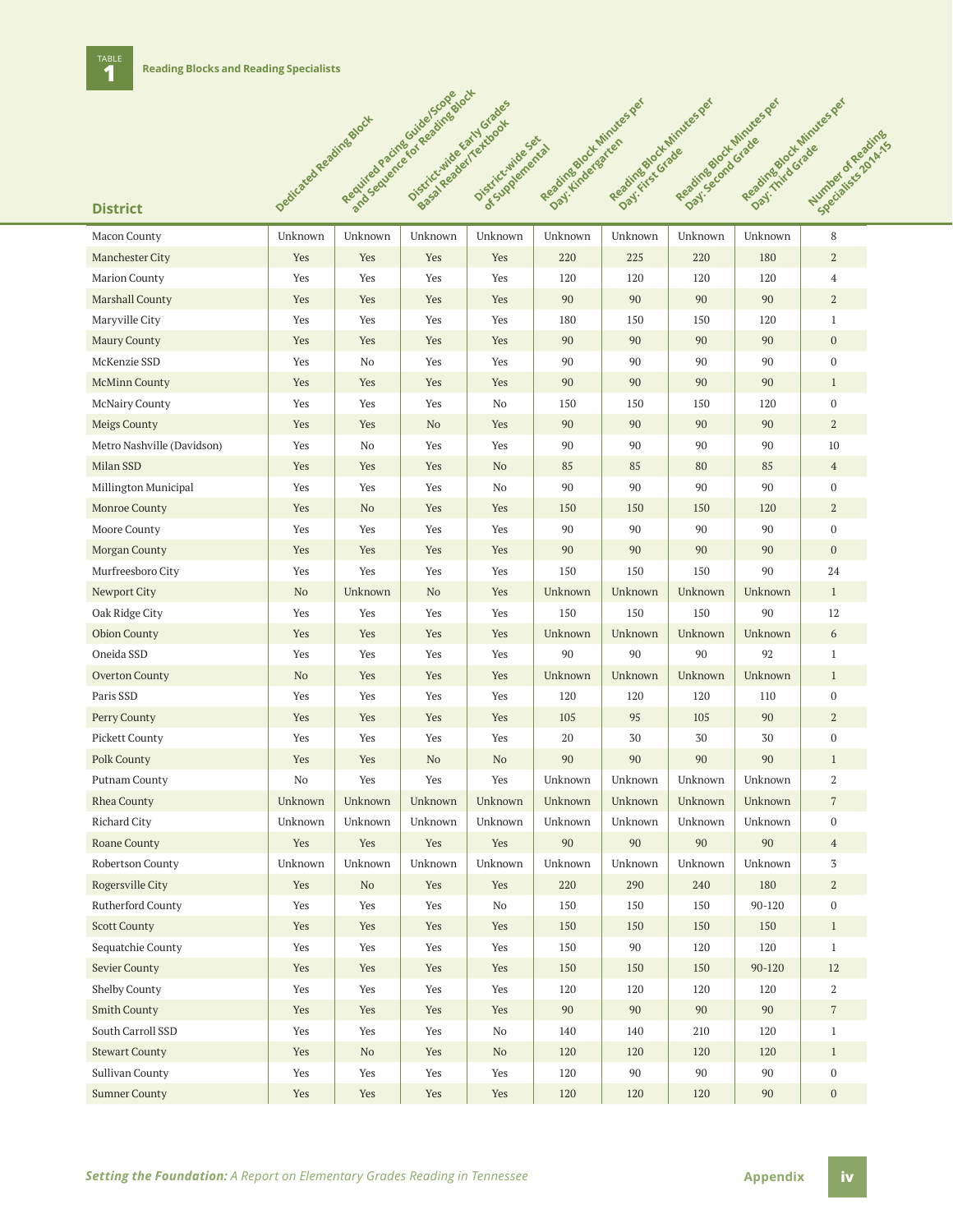**TABLE 1** Reading Blocks and Reading Specialists

| District | Dedicated Reading Block | Required Pacing Guide/Scope and Sequence for Reading Block | District-wide Early Grades Basal Reader/Textbook | District-wide Set of Supplemental | Reading Block Minutes per Day: Kindergarten | Reading Block Minutes per Day: First Grade | Reading Block Minutes per Day: Second Grade | Reading Block Minutes per Day: Third Grade | Number of Reading Specialists 2014-15 |
|---|---|---|---|---|---|---|---|---|---|
| Macon County | Unknown | Unknown | Unknown | Unknown | Unknown | Unknown | Unknown | Unknown | 8 |
| Manchester City | Yes | Yes | Yes | Yes | 220 | 225 | 220 | 180 | 2 |
| Marion County | Yes | Yes | Yes | Yes | 120 | 120 | 120 | 120 | 4 |
| Marshall County | Yes | Yes | Yes | Yes | 90 | 90 | 90 | 90 | 2 |
| Maryville City | Yes | Yes | Yes | Yes | 180 | 150 | 150 | 120 | 1 |
| Maury County | Yes | Yes | Yes | Yes | 90 | 90 | 90 | 90 | 0 |
| McKenzie SSD | Yes | No | Yes | Yes | 90 | 90 | 90 | 90 | 0 |
| McMinn County | Yes | Yes | Yes | Yes | 90 | 90 | 90 | 90 | 1 |
| McNairy County | Yes | Yes | Yes | No | 150 | 150 | 150 | 120 | 0 |
| Meigs County | Yes | Yes | No | Yes | 90 | 90 | 90 | 90 | 2 |
| Metro Nashville (Davidson) | Yes | No | Yes | Yes | 90 | 90 | 90 | 90 | 10 |
| Milan SSD | Yes | Yes | Yes | No | 85 | 85 | 80 | 85 | 4 |
| Millington Municipal | Yes | Yes | Yes | No | 90 | 90 | 90 | 90 | 0 |
| Monroe County | Yes | No | Yes | Yes | 150 | 150 | 150 | 120 | 2 |
| Moore County | Yes | Yes | Yes | Yes | 90 | 90 | 90 | 90 | 0 |
| Morgan County | Yes | Yes | Yes | Yes | 90 | 90 | 90 | 90 | 0 |
| Murfreesboro City | Yes | Yes | Yes | Yes | 150 | 150 | 150 | 90 | 24 |
| Newport City | No | Unknown | No | Yes | Unknown | Unknown | Unknown | Unknown | 1 |
| Oak Ridge City | Yes | Yes | Yes | Yes | 150 | 150 | 150 | 90 | 12 |
| Obion County | Yes | Yes | Yes | Yes | Unknown | Unknown | Unknown | Unknown | 6 |
| Oneida SSD | Yes | Yes | Yes | Yes | 90 | 90 | 90 | 92 | 1 |
| Overton County | No | Yes | Yes | Yes | Unknown | Unknown | Unknown | Unknown | 1 |
| Paris SSD | Yes | Yes | Yes | Yes | 120 | 120 | 120 | 110 | 0 |
| Perry County | Yes | Yes | Yes | Yes | 105 | 95 | 105 | 90 | 2 |
| Pickett County | Yes | Yes | Yes | Yes | 20 | 30 | 30 | 30 | 0 |
| Polk County | Yes | Yes | No | No | 90 | 90 | 90 | 90 | 1 |
| Putnam County | No | Yes | Yes | Yes | Unknown | Unknown | Unknown | Unknown | 2 |
| Rhea County | Unknown | Unknown | Unknown | Unknown | Unknown | Unknown | Unknown | Unknown | 7 |
| Richard City | Unknown | Unknown | Unknown | Unknown | Unknown | Unknown | Unknown | Unknown | 0 |
| Roane County | Yes | Yes | Yes | Yes | 90 | 90 | 90 | 90 | 4 |
| Robertson County | Unknown | Unknown | Unknown | Unknown | Unknown | Unknown | Unknown | Unknown | 3 |
| Rogersville City | Yes | No | Yes | Yes | 220 | 290 | 240 | 180 | 2 |
| Rutherford County | Yes | Yes | Yes | No | 150 | 150 | 150 | 90-120 | 0 |
| Scott County | Yes | Yes | Yes | Yes | 150 | 150 | 150 | 150 | 1 |
| Sequatchie County | Yes | Yes | Yes | Yes | 150 | 90 | 120 | 120 | 1 |
| Sevier County | Yes | Yes | Yes | Yes | 150 | 150 | 150 | 90-120 | 12 |
| Shelby County | Yes | Yes | Yes | Yes | 120 | 120 | 120 | 120 | 2 |
| Smith County | Yes | Yes | Yes | Yes | 90 | 90 | 90 | 90 | 7 |
| South Carroll SSD | Yes | Yes | Yes | No | 140 | 140 | 210 | 120 | 1 |
| Stewart County | Yes | No | Yes | No | 120 | 120 | 120 | 120 | 1 |
| Sullivan County | Yes | Yes | Yes | Yes | 120 | 90 | 90 | 90 | 0 |
| Sumner County | Yes | Yes | Yes | Yes | 120 | 120 | 120 | 90 | 0 |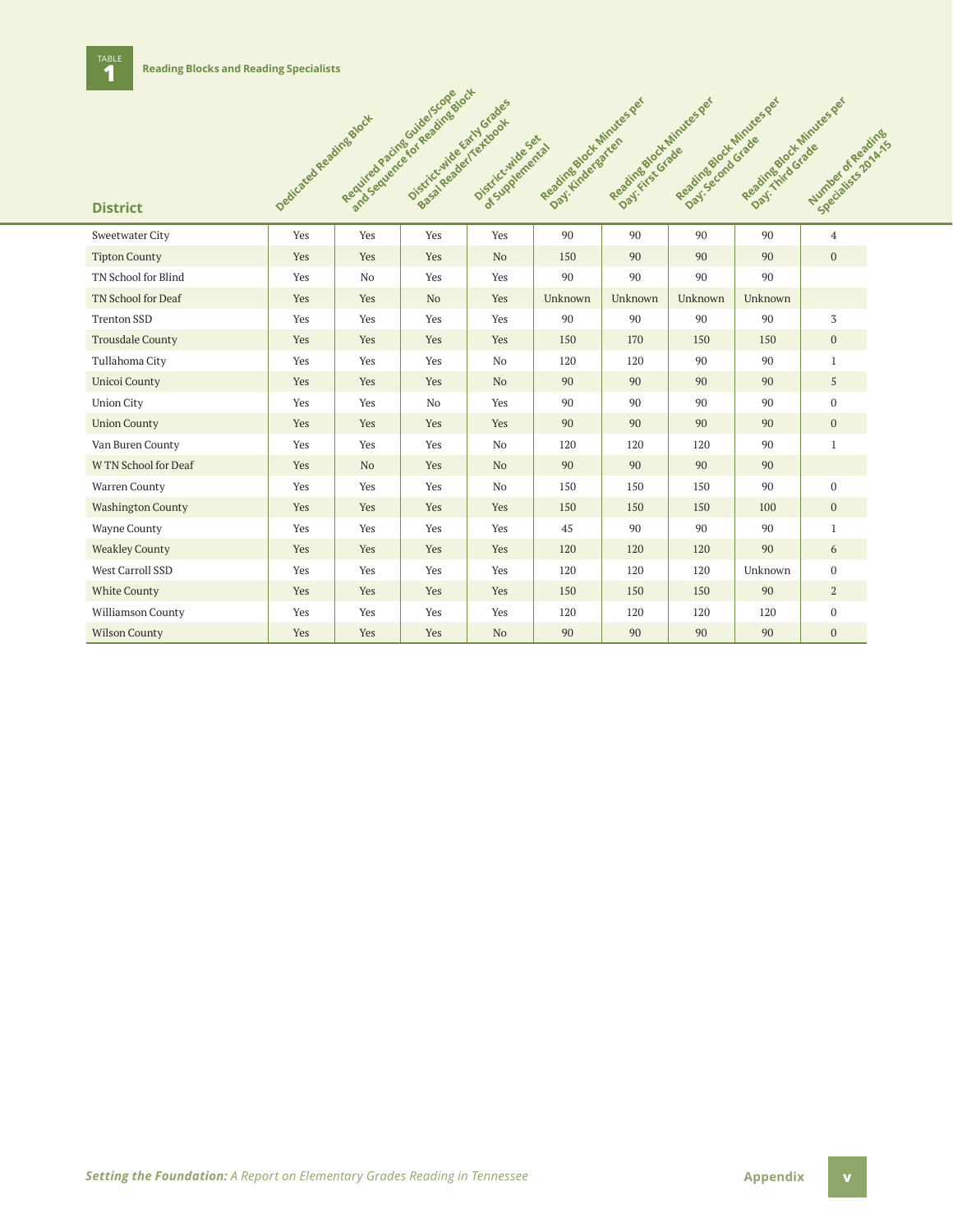**TABLE 1** Reading Blocks and Reading Specialists

| District | Dedicated Reading Block | Required Pacing Guide/Scope and Sequence for Reading Block | District-wide Early Grades Basal Reader/Textbook | District-wide Set of Supplemental | Reading Block Minutes per Day: Kindergarten | Reading Block Minutes per Day: First Grade | Reading Block Minutes per Day: Second Grade | Reading Block Minutes per Day: Third Grade | Number of Reading Specialists 2014-15 |
|---|---|---|---|---|---|---|---|---|---|
| Sweetwater City | Yes | Yes | Yes | Yes | 90 | 90 | 90 | 90 | 4 |
| Tipton County | Yes | Yes | Yes | No | 150 | 90 | 90 | 90 | 0 |
| TN School for Blind | Yes | No | Yes | Yes | 90 | 90 | 90 | 90 | |
| TN School for Deaf | Yes | Yes | No | Yes | Unknown | Unknown | Unknown | Unknown | |
| Trenton SSD | Yes | Yes | Yes | Yes | 90 | 90 | 90 | 90 | 3 |
| Trousdale County | Yes | Yes | Yes | Yes | 150 | 170 | 150 | 150 | 0 |
| Tullahoma City | Yes | Yes | Yes | No | 120 | 120 | 90 | 90 | 1 |
| Unicoi County | Yes | Yes | Yes | No | 90 | 90 | 90 | 90 | 5 |
| Union City | Yes | Yes | No | Yes | 90 | 90 | 90 | 90 | 0 |
| Union County | Yes | Yes | Yes | Yes | 90 | 90 | 90 | 90 | 0 |
| Van Buren County | Yes | Yes | Yes | No | 120 | 120 | 120 | 90 | 1 |
| W TN School for Deaf | Yes | No | Yes | No | 90 | 90 | 90 | 90 | |
| Warren County | Yes | Yes | Yes | No | 150 | 150 | 150 | 90 | 0 |
| Washington County | Yes | Yes | Yes | Yes | 150 | 150 | 150 | 100 | 0 |
| Wayne County | Yes | Yes | Yes | Yes | 45 | 90 | 90 | 90 | 1 |
| Weakley County | Yes | Yes | Yes | Yes | 120 | 120 | 120 | 90 | 6 |
| West Carroll SSD | Yes | Yes | Yes | Yes | 120 | 120 | 120 | Unknown | 0 |
| White County | Yes | Yes | Yes | Yes | 150 | 150 | 150 | 90 | 2 |
| Williamson County | Yes | Yes | Yes | Yes | 120 | 120 | 120 | 120 | 0 |
| Wilson County | Yes | Yes | Yes | No | 90 | 90 | 90 | 90 | 0 |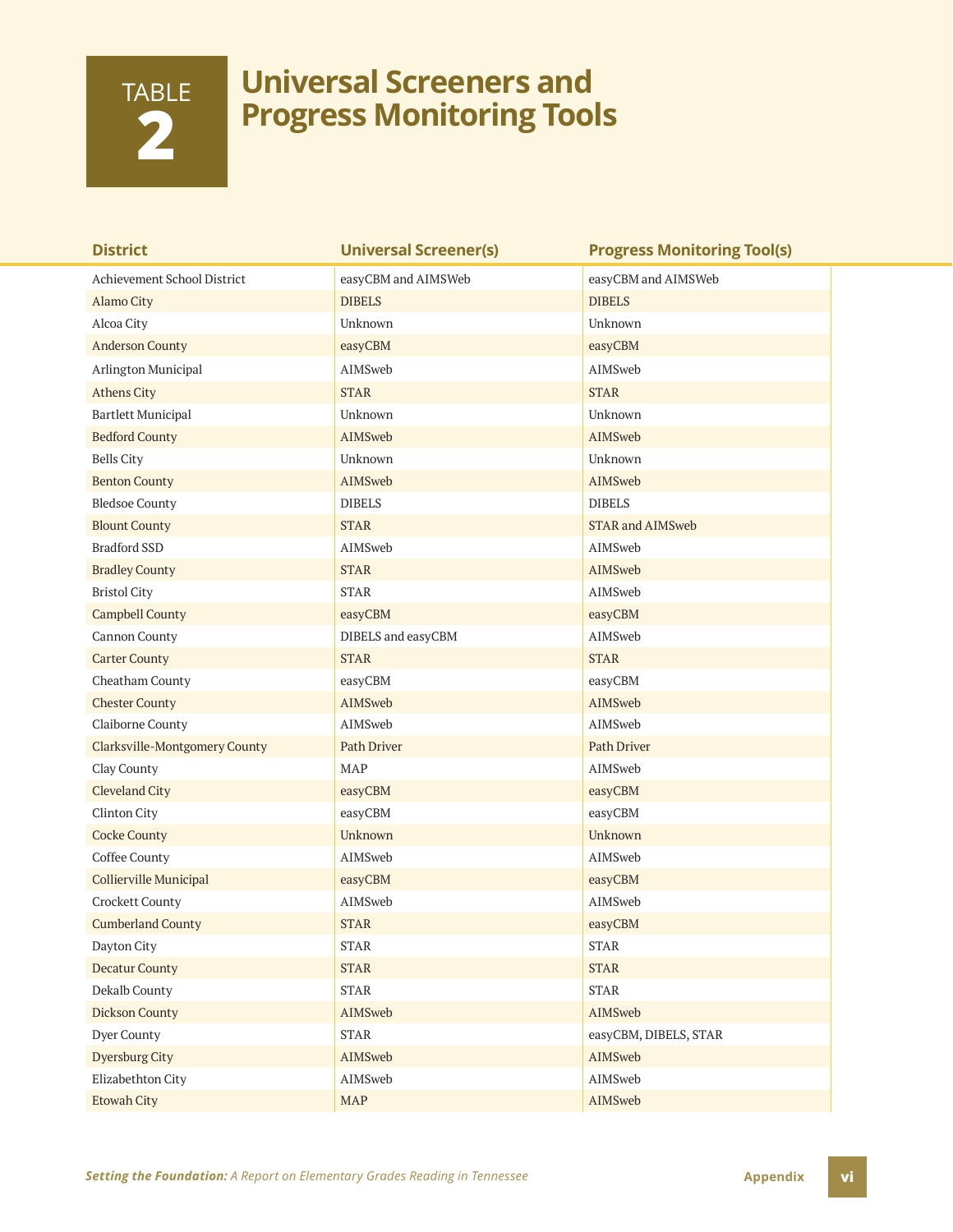# TABLE 2 Universal Screeners and Progress Monitoring Tools

| District | Universal Screener(s) | Progress Monitoring Tool(s) |
|---|---|---|
| Achievement School District | easyCBM and AIMSWeb | easyCBM and AIMSWeb |
| Alamo City | DIBELS | DIBELS |
| Alcoa City | Unknown | Unknown |
| Anderson County | easyCBM | easyCBM |
| Arlington Municipal | AIMSweb | AIMSweb |
| Athens City | STAR | STAR |
| Bartlett Municipal | Unknown | Unknown |
| Bedford County | AIMSweb | AIMSweb |
| Bells City | Unknown | Unknown |
| Benton County | AIMSweb | AIMSweb |
| Bledsoe County | DIBELS | DIBELS |
| Blount County | STAR | STAR and AIMSweb |
| Bradford SSD | AIMSweb | AIMSweb |
| Bradley County | STAR | AIMSweb |
| Bristol City | STAR | AIMSweb |
| Campbell County | easyCBM | easyCBM |
| Cannon County | DIBELS and easyCBM | AIMSweb |
| Carter County | STAR | STAR |
| Cheatham County | easyCBM | easyCBM |
| Chester County | AIMSweb | AIMSweb |
| Claiborne County | AIMSweb | AIMSweb |
| Clarksville-Montgomery County | Path Driver | Path Driver |
| Clay County | MAP | AIMSweb |
| Cleveland City | easyCBM | easyCBM |
| Clinton City | easyCBM | easyCBM |
| Cocke County | Unknown | Unknown |
| Coffee County | AIMSweb | AIMSweb |
| Collierville Municipal | easyCBM | easyCBM |
| Crockett County | AIMSweb | AIMSweb |
| Cumberland County | STAR | easyCBM |
| Dayton City | STAR | STAR |
| Decatur County | STAR | STAR |
| Dekalb County | STAR | STAR |
| Dickson County | AIMSweb | AIMSweb |
| Dyer County | STAR | easyCBM, DIBELS, STAR |
| Dyersburg City | AIMSweb | AIMSweb |
| Elizabethton City | AIMSweb | AIMSweb |
| Etowah City | MAP | AIMSweb |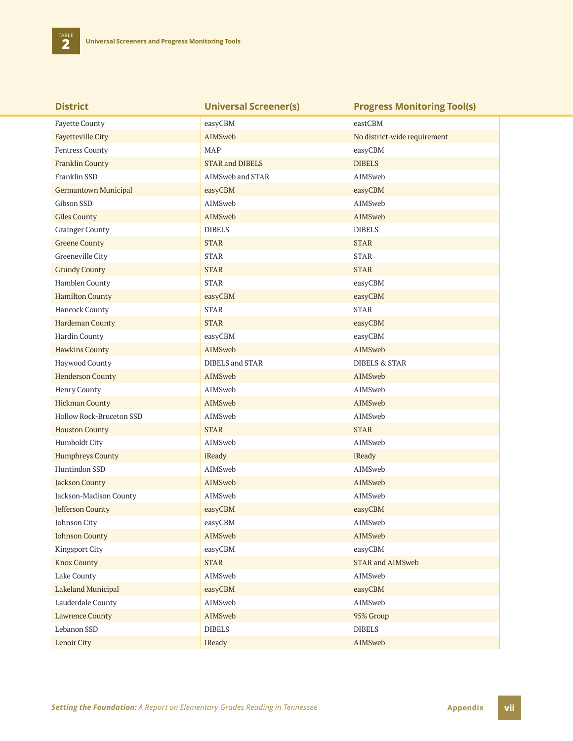TABLE 2 **Universal Screeners and Progress Monitoring Tools**

| District | Universal Screener(s) | Progress Monitoring Tool(s) |
|---|---|---|
| Fayette County | easyCBM | eastCBM |
| Fayetteville City | AIMSweb | No district-wide requirement |
| Fentress County | MAP | easyCBM |
| Franklin County | STAR and DIBELS | DIBELS |
| Franklin SSD | AIMSweb and STAR | AIMSweb |
| Germantown Municipal | easyCBM | easyCBM |
| Gibson SSD | AIMSweb | AIMSweb |
| Giles County | AIMSweb | AIMSweb |
| Grainger County | DIBELS | DIBELS |
| Greene County | STAR | STAR |
| Greeneville City | STAR | STAR |
| Grundy County | STAR | STAR |
| Hamblen County | STAR | easyCBM |
| Hamilton County | easyCBM | easyCBM |
| Hancock County | STAR | STAR |
| Hardeman County | STAR | easyCBM |
| Hardin County | easyCBM | easyCBM |
| Hawkins County | AIMSweb | AIMSweb |
| Haywood County | DIBELS and STAR | DIBELS & STAR |
| Henderson County | AIMSweb | AIMSweb |
| Henry County | AIMSweb | AIMSweb |
| Hickman County | AIMSweb | AIMSweb |
| Hollow Rock-Bruceton SSD | AIMSweb | AIMSweb |
| Houston County | STAR | STAR |
| Humboldt City | AIMSweb | AIMSweb |
| Humphreys County | iReady | iReady |
| Huntindon SSD | AIMSweb | AIMSweb |
| Jackson County | AIMSweb | AIMSweb |
| Jackson-Madison County | AIMSweb | AIMSweb |
| Jefferson County | easyCBM | easyCBM |
| Johnson City | easyCBM | AIMSweb |
| Johnson County | AIMSweb | AIMSweb |
| Kingsport City | easyCBM | easyCBM |
| Knox County | STAR | STAR and AIMSweb |
| Lake County | AIMSweb | AIMSweb |
| Lakeland Municipal | easyCBM | easyCBM |
| Lauderdale County | AIMSweb | AIMSweb |
| Lawrence County | AIMSweb | 95% Group |
| Lebanon SSD | DIBELS | DIBELS |
| Lenoir City | IReady | AIMSweb |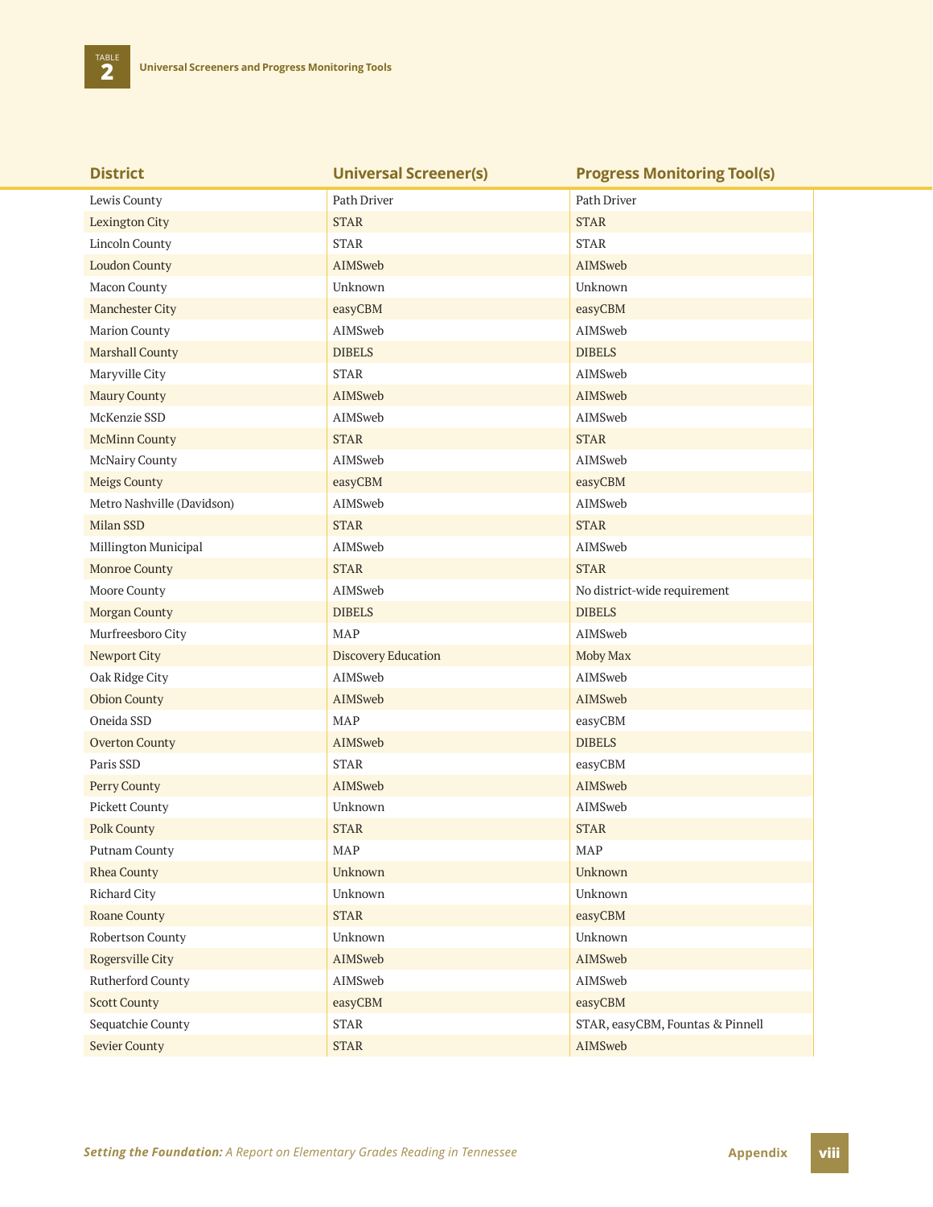**TABLE 2** Universal Screeners and Progress Monitoring Tools

| District | Universal Screener(s) | Progress Monitoring Tool(s) |
|---|---|---|
| Lewis County | Path Driver | Path Driver |
| Lexington City | STAR | STAR |
| Lincoln County | STAR | STAR |
| Loudon County | AIMSweb | AIMSweb |
| Macon County | Unknown | Unknown |
| Manchester City | easyCBM | easyCBM |
| Marion County | AIMSweb | AIMSweb |
| Marshall County | DIBELS | DIBELS |
| Maryville City | STAR | AIMSweb |
| Maury County | AIMSweb | AIMSweb |
| McKenzie SSD | AIMSweb | AIMSweb |
| McMinn County | STAR | STAR |
| McNairy County | AIMSweb | AIMSweb |
| Meigs County | easyCBM | easyCBM |
| Metro Nashville (Davidson) | AIMSweb | AIMSweb |
| Milan SSD | STAR | STAR |
| Millington Municipal | AIMSweb | AIMSweb |
| Monroe County | STAR | STAR |
| Moore County | AIMSweb | No district-wide requirement |
| Morgan County | DIBELS | DIBELS |
| Murfreesboro City | MAP | AIMSweb |
| Newport City | Discovery Education | Moby Max |
| Oak Ridge City | AIMSweb | AIMSweb |
| Obion County | AIMSweb | AIMSweb |
| Oneida SSD | MAP | easyCBM |
| Overton County | AIMSweb | DIBELS |
| Paris SSD | STAR | easyCBM |
| Perry County | AIMSweb | AIMSweb |
| Pickett County | Unknown | AIMSweb |
| Polk County | STAR | STAR |
| Putnam County | MAP | MAP |
| Rhea County | Unknown | Unknown |
| Richard City | Unknown | Unknown |
| Roane County | STAR | easyCBM |
| Robertson County | Unknown | Unknown |
| Rogersville City | AIMSweb | AIMSweb |
| Rutherford County | AIMSweb | AIMSweb |
| Scott County | easyCBM | easyCBM |
| Sequatchie County | STAR | STAR, easyCBM, Fountas & Pinnell |
| Sevier County | STAR | AIMSweb |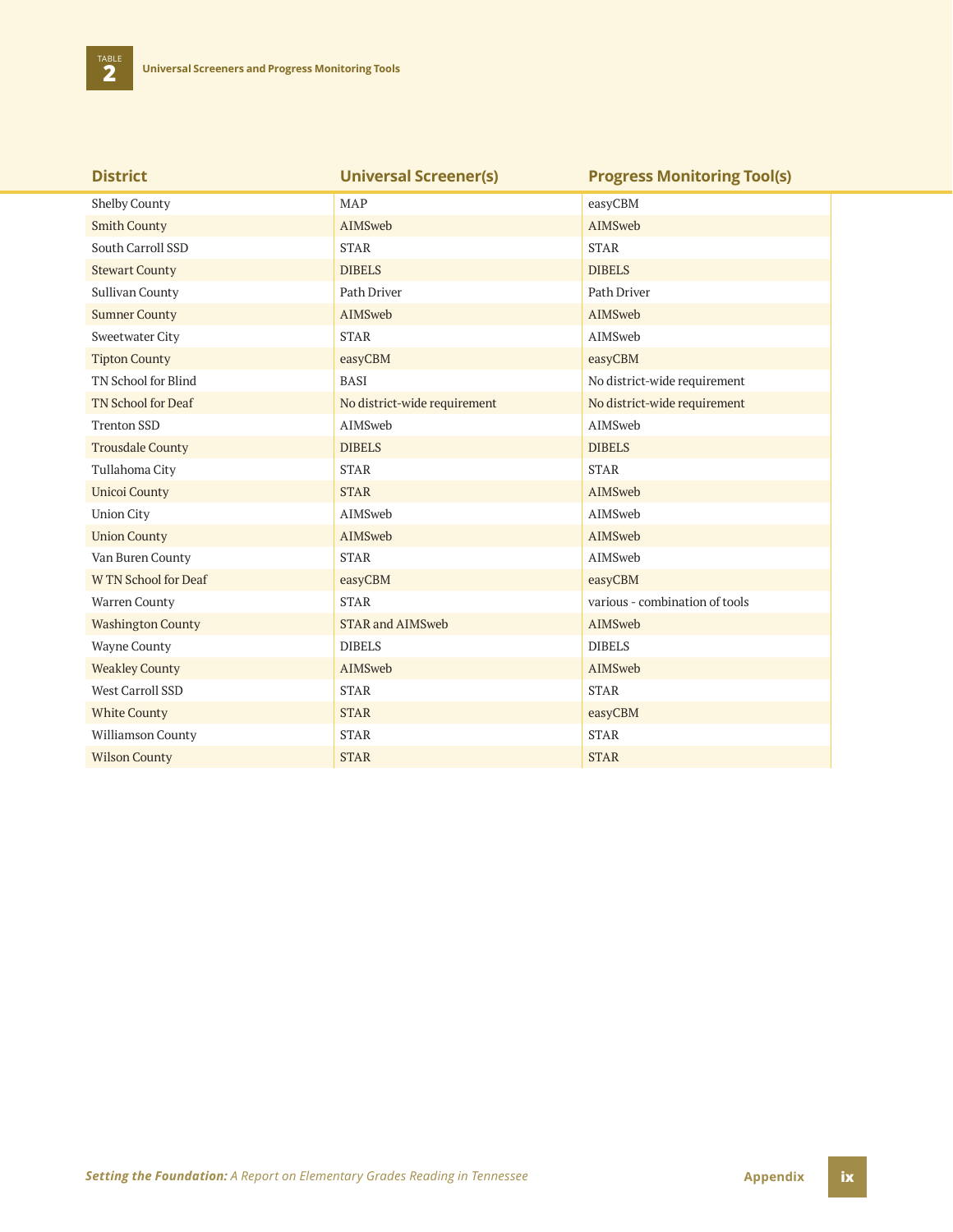**TABLE 2** Universal Screeners and Progress Monitoring Tools

| District | Universal Screener(s) | Progress Monitoring Tool(s) |
|---|---|---|
| Shelby County | MAP | easyCBM |
| Smith County | AIMSweb | AIMSweb |
| South Carroll SSD | STAR | STAR |
| Stewart County | DIBELS | DIBELS |
| Sullivan County | Path Driver | Path Driver |
| Sumner County | AIMSweb | AIMSweb |
| Sweetwater City | STAR | AIMSweb |
| Tipton County | easyCBM | easyCBM |
| TN School for Blind | BASI | No district-wide requirement |
| TN School for Deaf | No district-wide requirement | No district-wide requirement |
| Trenton SSD | AIMSweb | AIMSweb |
| Trousdale County | DIBELS | DIBELS |
| Tullahoma City | STAR | STAR |
| Unicoi County | STAR | AIMSweb |
| Union City | AIMSweb | AIMSweb |
| Union County | AIMSweb | AIMSweb |
| Van Buren County | STAR | AIMSweb |
| W TN School for Deaf | easyCBM | easyCBM |
| Warren County | STAR | various - combination of tools |
| Washington County | STAR and AIMSweb | AIMSweb |
| Wayne County | DIBELS | DIBELS |
| Weakley County | AIMSweb | AIMSweb |
| West Carroll SSD | STAR | STAR |
| White County | STAR | easyCBM |
| Williamson County | STAR | STAR |
| Wilson County | STAR | STAR |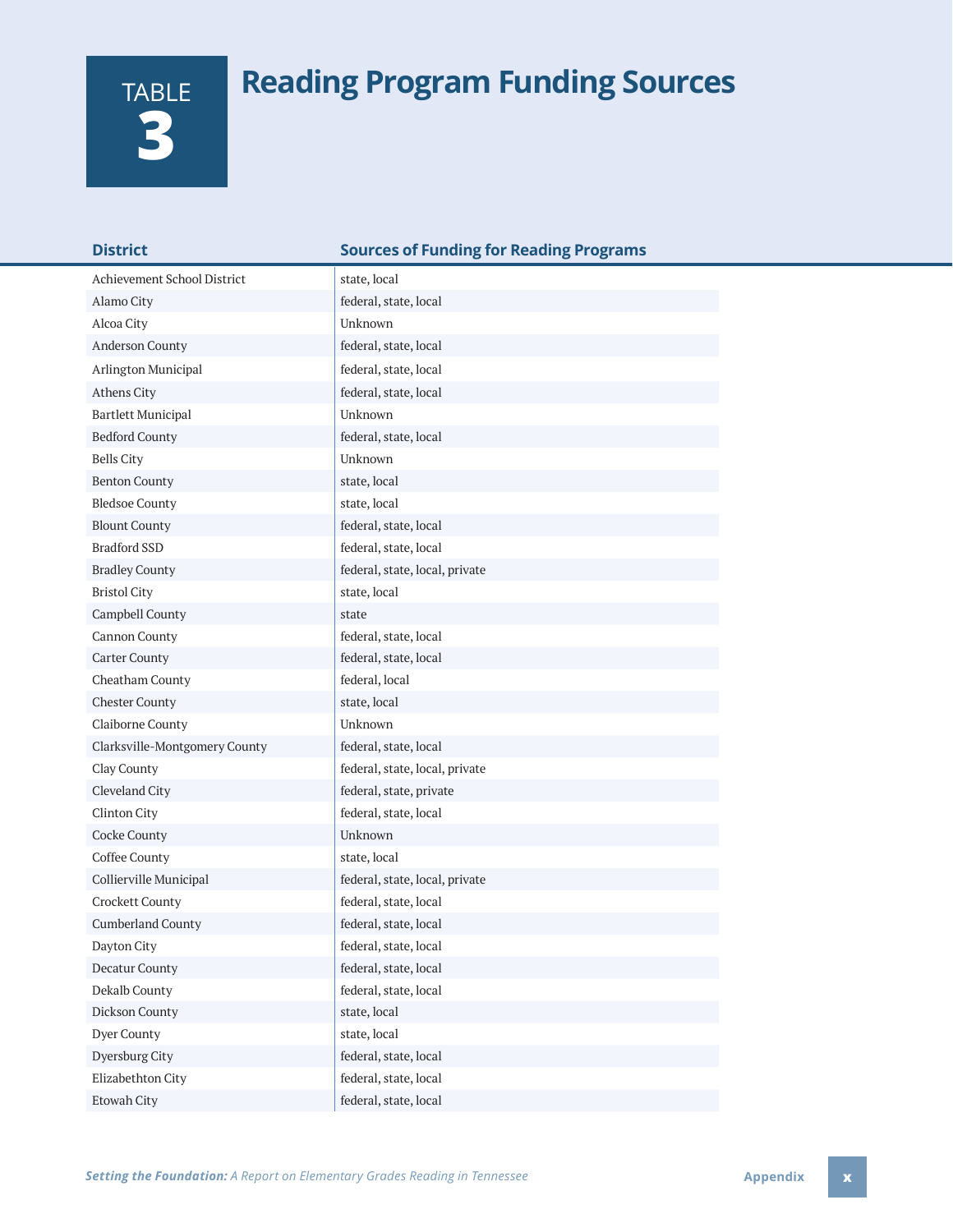# TABLE 3 Reading Program Funding Sources

| District | Sources of Funding for Reading Programs |
|---|---|
| Achievement School District | state, local |
| Alamo City | federal, state, local |
| Alcoa City | Unknown |
| Anderson County | federal, state, local |
| Arlington Municipal | federal, state, local |
| Athens City | federal, state, local |
| Bartlett Municipal | Unknown |
| Bedford County | federal, state, local |
| Bells City | Unknown |
| Benton County | state, local |
| Bledsoe County | state, local |
| Blount County | federal, state, local |
| Bradford SSD | federal, state, local |
| Bradley County | federal, state, local, private |
| Bristol City | state, local |
| Campbell County | state |
| Cannon County | federal, state, local |
| Carter County | federal, state, local |
| Cheatham County | federal, local |
| Chester County | state, local |
| Claiborne County | Unknown |
| Clarksville-Montgomery County | federal, state, local |
| Clay County | federal, state, local, private |
| Cleveland City | federal, state, private |
| Clinton City | federal, state, local |
| Cocke County | Unknown |
| Coffee County | state, local |
| Collierville Municipal | federal, state, local, private |
| Crockett County | federal, state, local |
| Cumberland County | federal, state, local |
| Dayton City | federal, state, local |
| Decatur County | federal, state, local |
| Dekalb County | federal, state, local |
| Dickson County | state, local |
| Dyer County | state, local |
| Dyersburg City | federal, state, local |
| Elizabethton City | federal, state, local |
| Etowah City | federal, state, local |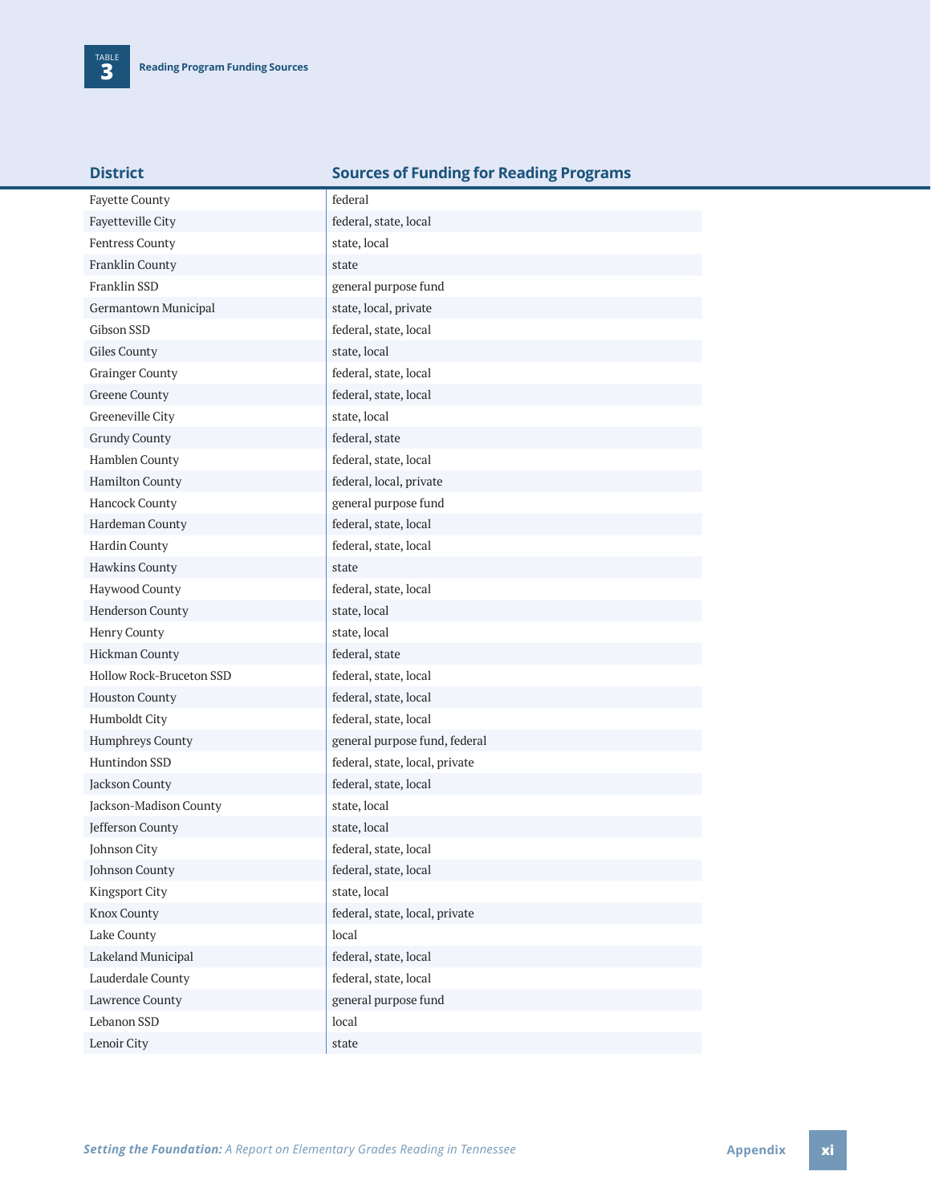**TABLE 3** Reading Program Funding Sources

| District | Sources of Funding for Reading Programs |
|---|---|
| Fayette County | federal |
| Fayetteville City | federal, state, local |
| Fentress County | state, local |
| Franklin County | state |
| Franklin SSD | general purpose fund |
| Germantown Municipal | state, local, private |
| Gibson SSD | federal, state, local |
| Giles County | state, local |
| Grainger County | federal, state, local |
| Greene County | federal, state, local |
| Greeneville City | state, local |
| Grundy County | federal, state |
| Hamblen County | federal, state, local |
| Hamilton County | federal, local, private |
| Hancock County | general purpose fund |
| Hardeman County | federal, state, local |
| Hardin County | federal, state, local |
| Hawkins County | state |
| Haywood County | federal, state, local |
| Henderson County | state, local |
| Henry County | state, local |
| Hickman County | federal, state |
| Hollow Rock-Bruceton SSD | federal, state, local |
| Houston County | federal, state, local |
| Humboldt City | federal, state, local |
| Humphreys County | general purpose fund, federal |
| Huntindon SSD | federal, state, local, private |
| Jackson County | federal, state, local |
| Jackson-Madison County | state, local |
| Jefferson County | state, local |
| Johnson City | federal, state, local |
| Johnson County | federal, state, local |
| Kingsport City | state, local |
| Knox County | federal, state, local, private |
| Lake County | local |
| Lakeland Municipal | federal, state, local |
| Lauderdale County | federal, state, local |
| Lawrence County | general purpose fund |
| Lebanon SSD | local |
| Lenoir City | state |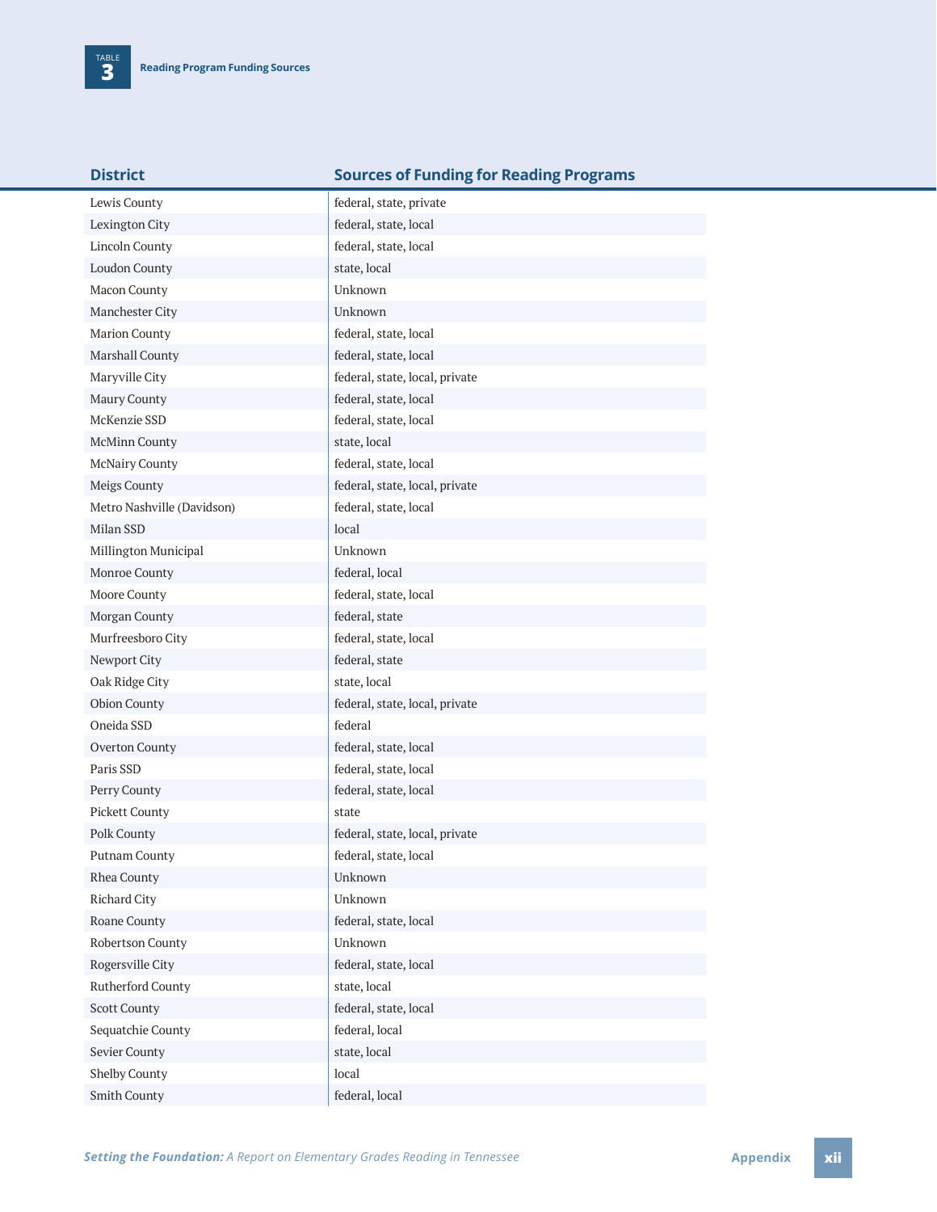**TABLE 3** Reading Program Funding Sources

| District | Sources of Funding for Reading Programs |
|---|---|
| Lewis County | federal, state, private |
| Lexington City | federal, state, local |
| Lincoln County | federal, state, local |
| Loudon County | state, local |
| Macon County | Unknown |
| Manchester City | Unknown |
| Marion County | federal, state, local |
| Marshall County | federal, state, local |
| Maryville City | federal, state, local, private |
| Maury County | federal, state, local |
| McKenzie SSD | federal, state, local |
| McMinn County | state, local |
| McNairy County | federal, state, local |
| Meigs County | federal, state, local, private |
| Metro Nashville (Davidson) | federal, state, local |
| Milan SSD | local |
| Millington Municipal | Unknown |
| Monroe County | federal, local |
| Moore County | federal, state, local |
| Morgan County | federal, state |
| Murfreesboro City | federal, state, local |
| Newport City | federal, state |
| Oak Ridge City | state, local |
| Obion County | federal, state, local, private |
| Oneida SSD | federal |
| Overton County | federal, state, local |
| Paris SSD | federal, state, local |
| Perry County | federal, state, local |
| Pickett County | state |
| Polk County | federal, state, local, private |
| Putnam County | federal, state, local |
| Rhea County | Unknown |
| Richard City | Unknown |
| Roane County | federal, state, local |
| Robertson County | Unknown |
| Rogersville City | federal, state, local |
| Rutherford County | state, local |
| Scott County | federal, state, local |
| Sequatchie County | federal, local |
| Sevier County | state, local |
| Shelby County | local |
| Smith County | federal, local |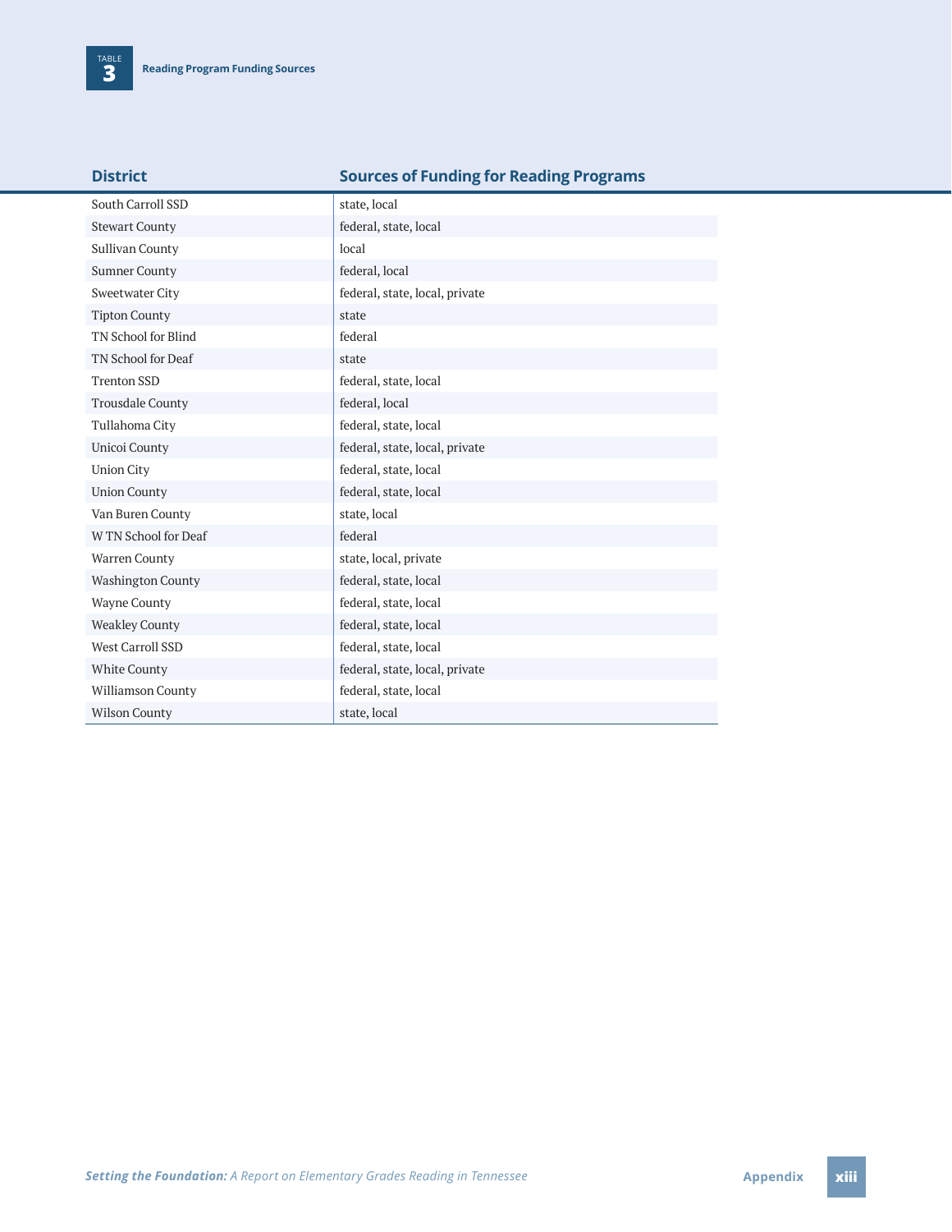**TABLE 3** Reading Program Funding Sources

| District | Sources of Funding for Reading Programs |
|---|---|
| South Carroll SSD | state, local |
| Stewart County | federal, state, local |
| Sullivan County | local |
| Sumner County | federal, local |
| Sweetwater City | federal, state, local, private |
| Tipton County | state |
| TN School for Blind | federal |
| TN School for Deaf | state |
| Trenton SSD | federal, state, local |
| Trousdale County | federal, local |
| Tullahoma City | federal, state, local |
| Unicoi County | federal, state, local, private |
| Union City | federal, state, local |
| Union County | federal, state, local |
| Van Buren County | state, local |
| W TN School for Deaf | federal |
| Warren County | state, local, private |
| Washington County | federal, state, local |
| Wayne County | federal, state, local |
| Weakley County | federal, state, local |
| West Carroll SSD | federal, state, local |
| White County | federal, state, local, private |
| Williamson County | federal, state, local |
| Wilson County | state, local |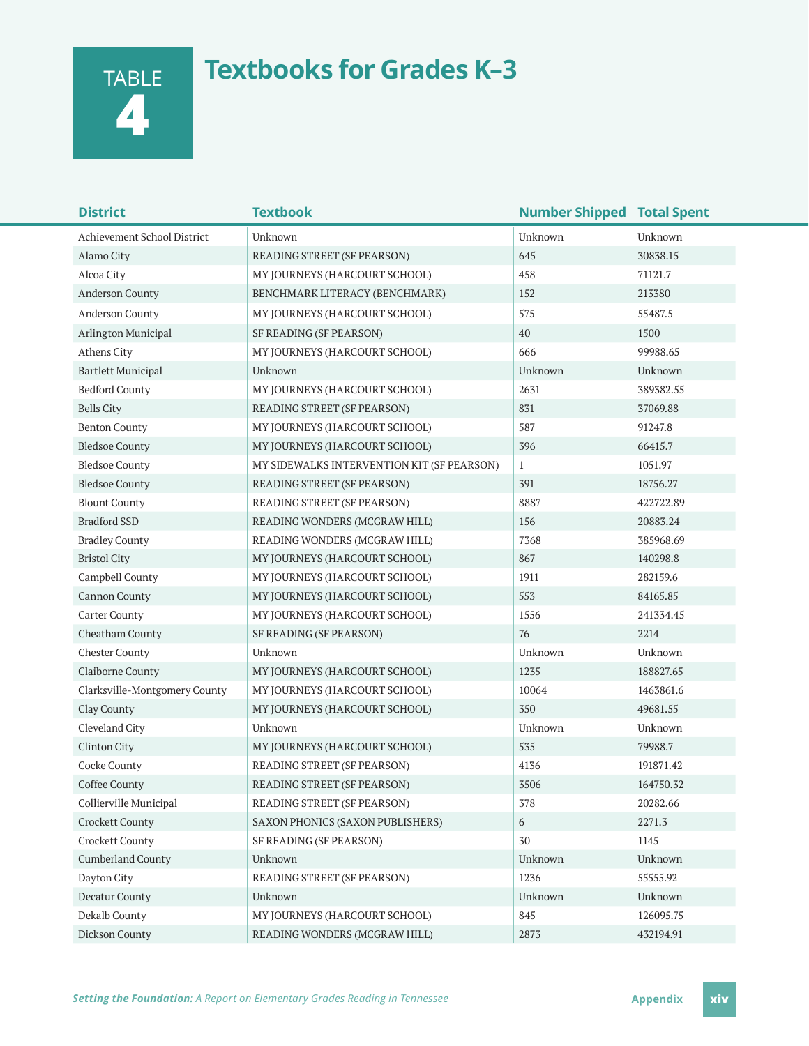## TABLE 4 Textbooks for Grades K–3

| District | Textbook | Number Shipped | Total Spent |
|---|---|---|---|
| Achievement School District | Unknown | Unknown | Unknown |
| Alamo City | READING STREET (SF PEARSON) | 645 | 30838.15 |
| Alcoa City | MY JOURNEYS (HARCOURT SCHOOL) | 458 | 71121.7 |
| Anderson County | BENCHMARK LITERACY (BENCHMARK) | 152 | 213380 |
| Anderson County | MY JOURNEYS (HARCOURT SCHOOL) | 575 | 55487.5 |
| Arlington Municipal | SF READING (SF PEARSON) | 40 | 1500 |
| Athens City | MY JOURNEYS (HARCOURT SCHOOL) | 666 | 99988.65 |
| Bartlett Municipal | Unknown | Unknown | Unknown |
| Bedford County | MY JOURNEYS (HARCOURT SCHOOL) | 2631 | 389382.55 |
| Bells City | READING STREET (SF PEARSON) | 831 | 37069.88 |
| Benton County | MY JOURNEYS (HARCOURT SCHOOL) | 587 | 91247.8 |
| Bledsoe County | MY JOURNEYS (HARCOURT SCHOOL) | 396 | 66415.7 |
| Bledsoe County | MY SIDEWALKS INTERVENTION KIT (SF PEARSON) | 1 | 1051.97 |
| Bledsoe County | READING STREET (SF PEARSON) | 391 | 18756.27 |
| Blount County | READING STREET (SF PEARSON) | 8887 | 422722.89 |
| Bradford SSD | READING WONDERS (MCGRAW HILL) | 156 | 20883.24 |
| Bradley County | READING WONDERS (MCGRAW HILL) | 7368 | 385968.69 |
| Bristol City | MY JOURNEYS (HARCOURT SCHOOL) | 867 | 140298.8 |
| Campbell County | MY JOURNEYS (HARCOURT SCHOOL) | 1911 | 282159.6 |
| Cannon County | MY JOURNEYS (HARCOURT SCHOOL) | 553 | 84165.85 |
| Carter County | MY JOURNEYS (HARCOURT SCHOOL) | 1556 | 241334.45 |
| Cheatham County | SF READING (SF PEARSON) | 76 | 2214 |
| Chester County | Unknown | Unknown | Unknown |
| Claiborne County | MY JOURNEYS (HARCOURT SCHOOL) | 1235 | 188827.65 |
| Clarksville-Montgomery County | MY JOURNEYS (HARCOURT SCHOOL) | 10064 | 1463861.6 |
| Clay County | MY JOURNEYS (HARCOURT SCHOOL) | 350 | 49681.55 |
| Cleveland City | Unknown | Unknown | Unknown |
| Clinton City | MY JOURNEYS (HARCOURT SCHOOL) | 535 | 79988.7 |
| Cocke County | READING STREET (SF PEARSON) | 4136 | 191871.42 |
| Coffee County | READING STREET (SF PEARSON) | 3506 | 164750.32 |
| Collierville Municipal | READING STREET (SF PEARSON) | 378 | 20282.66 |
| Crockett County | SAXON PHONICS (SAXON PUBLISHERS) | 6 | 2271.3 |
| Crockett County | SF READING (SF PEARSON) | 30 | 1145 |
| Cumberland County | Unknown | Unknown | Unknown |
| Dayton City | READING STREET (SF PEARSON) | 1236 | 55555.92 |
| Decatur County | Unknown | Unknown | Unknown |
| Dekalb County | MY JOURNEYS (HARCOURT SCHOOL) | 845 | 126095.75 |
| Dickson County | READING WONDERS (MCGRAW HILL) | 2873 | 432194.91 |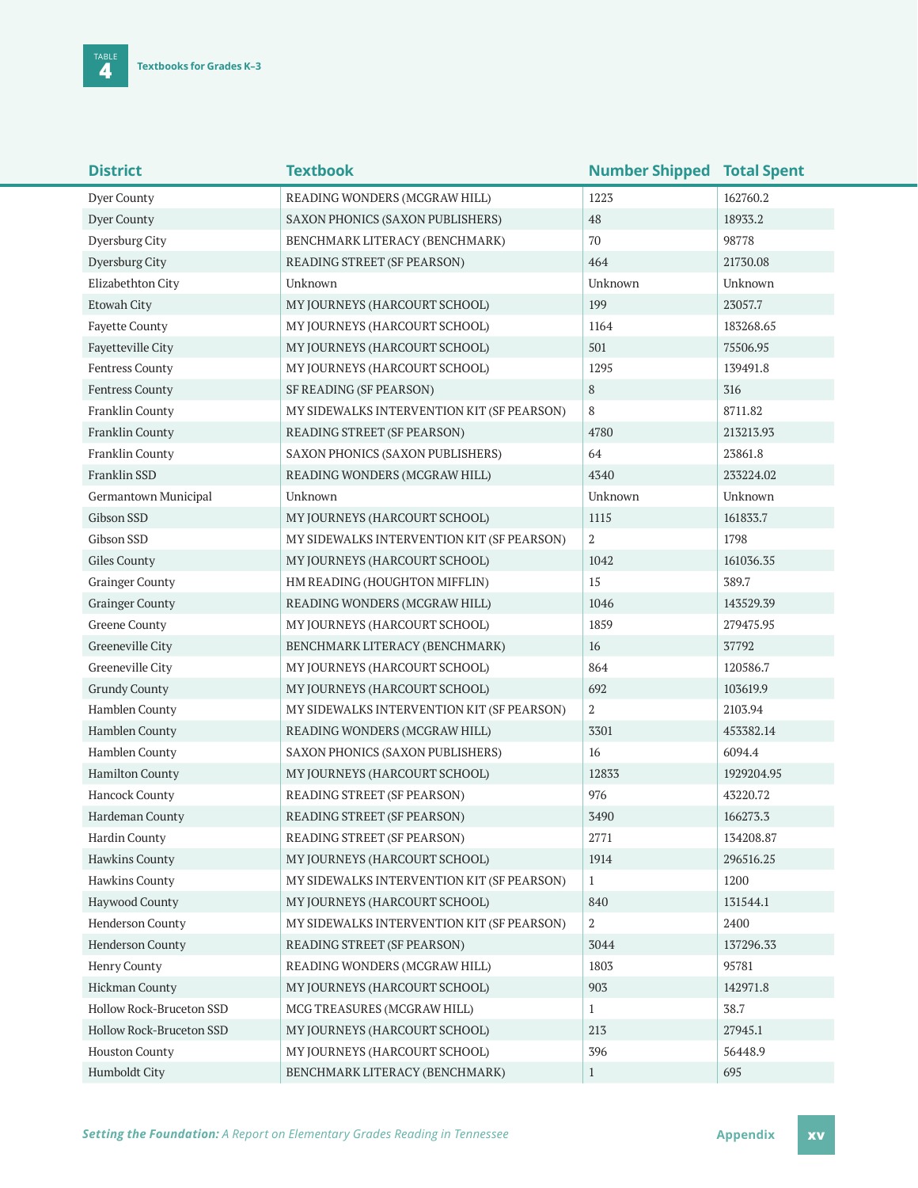**TABLE 4** Textbooks for Grades K–3

| District | Textbook | Number Shipped | Total Spent |
|---|---|---|---|
| Dyer County | READING WONDERS (MCGRAW HILL) | 1223 | 162760.2 |
| Dyer County | SAXON PHONICS (SAXON PUBLISHERS) | 48 | 18933.2 |
| Dyersburg City | BENCHMARK LITERACY (BENCHMARK) | 70 | 98778 |
| Dyersburg City | READING STREET (SF PEARSON) | 464 | 21730.08 |
| Elizabethton City | Unknown | Unknown | Unknown |
| Etowah City | MY JOURNEYS (HARCOURT SCHOOL) | 199 | 23057.7 |
| Fayette County | MY JOURNEYS (HARCOURT SCHOOL) | 1164 | 183268.65 |
| Fayetteville City | MY JOURNEYS (HARCOURT SCHOOL) | 501 | 75506.95 |
| Fentress County | MY JOURNEYS (HARCOURT SCHOOL) | 1295 | 139491.8 |
| Fentress County | SF READING (SF PEARSON) | 8 | 316 |
| Franklin County | MY SIDEWALKS INTERVENTION KIT (SF PEARSON) | 8 | 8711.82 |
| Franklin County | READING STREET (SF PEARSON) | 4780 | 213213.93 |
| Franklin County | SAXON PHONICS (SAXON PUBLISHERS) | 64 | 23861.8 |
| Franklin SSD | READING WONDERS (MCGRAW HILL) | 4340 | 233224.02 |
| Germantown Municipal | Unknown | Unknown | Unknown |
| Gibson SSD | MY JOURNEYS (HARCOURT SCHOOL) | 1115 | 161833.7 |
| Gibson SSD | MY SIDEWALKS INTERVENTION KIT (SF PEARSON) | 2 | 1798 |
| Giles County | MY JOURNEYS (HARCOURT SCHOOL) | 1042 | 161036.35 |
| Grainger County | HM READING (HOUGHTON MIFFLIN) | 15 | 389.7 |
| Grainger County | READING WONDERS (MCGRAW HILL) | 1046 | 143529.39 |
| Greene County | MY JOURNEYS (HARCOURT SCHOOL) | 1859 | 279475.95 |
| Greeneville City | BENCHMARK LITERACY (BENCHMARK) | 16 | 37792 |
| Greeneville City | MY JOURNEYS (HARCOURT SCHOOL) | 864 | 120586.7 |
| Grundy County | MY JOURNEYS (HARCOURT SCHOOL) | 692 | 103619.9 |
| Hamblen County | MY SIDEWALKS INTERVENTION KIT (SF PEARSON) | 2 | 2103.94 |
| Hamblen County | READING WONDERS (MCGRAW HILL) | 3301 | 453382.14 |
| Hamblen County | SAXON PHONICS (SAXON PUBLISHERS) | 16 | 6094.4 |
| Hamilton County | MY JOURNEYS (HARCOURT SCHOOL) | 12833 | 1929204.95 |
| Hancock County | READING STREET (SF PEARSON) | 976 | 43220.72 |
| Hardeman County | READING STREET (SF PEARSON) | 3490 | 166273.3 |
| Hardin County | READING STREET (SF PEARSON) | 2771 | 134208.87 |
| Hawkins County | MY JOURNEYS (HARCOURT SCHOOL) | 1914 | 296516.25 |
| Hawkins County | MY SIDEWALKS INTERVENTION KIT (SF PEARSON) | 1 | 1200 |
| Haywood County | MY JOURNEYS (HARCOURT SCHOOL) | 840 | 131544.1 |
| Henderson County | MY SIDEWALKS INTERVENTION KIT (SF PEARSON) | 2 | 2400 |
| Henderson County | READING STREET (SF PEARSON) | 3044 | 137296.33 |
| Henry County | READING WONDERS (MCGRAW HILL) | 1803 | 95781 |
| Hickman County | MY JOURNEYS (HARCOURT SCHOOL) | 903 | 142971.8 |
| Hollow Rock-Bruceton SSD | MCG TREASURES (MCGRAW HILL) | 1 | 38.7 |
| Hollow Rock-Bruceton SSD | MY JOURNEYS (HARCOURT SCHOOL) | 213 | 27945.1 |
| Houston County | MY JOURNEYS (HARCOURT SCHOOL) | 396 | 56448.9 |
| Humboldt City | BENCHMARK LITERACY (BENCHMARK) | 1 | 695 |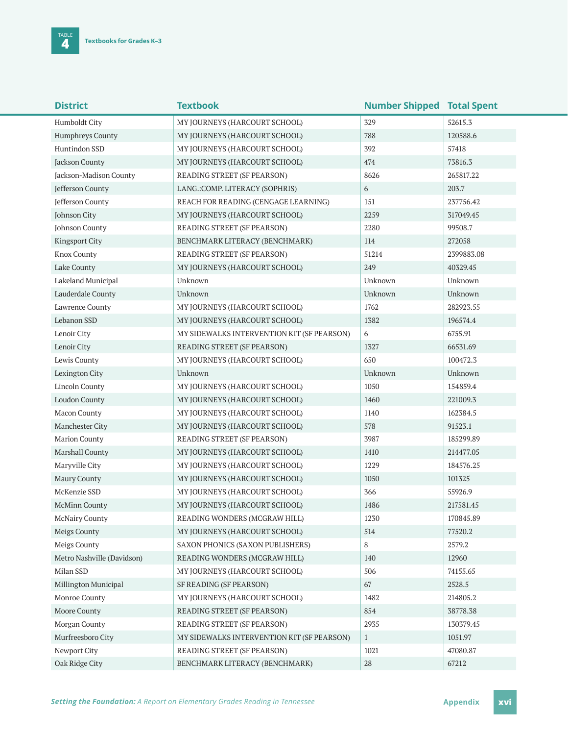**Table 4** Textbooks for Grades K–3

| District | Textbook | Number Shipped | Total Spent |
|---|---|---|---|
| Humboldt City | MY JOURNEYS (HARCOURT SCHOOL) | 329 | 52615.3 |
| Humphreys County | MY JOURNEYS (HARCOURT SCHOOL) | 788 | 120588.6 |
| Huntindon SSD | MY JOURNEYS (HARCOURT SCHOOL) | 392 | 57418 |
| Jackson County | MY JOURNEYS (HARCOURT SCHOOL) | 474 | 73816.3 |
| Jackson-Madison County | READING STREET (SF PEARSON) | 8626 | 265817.22 |
| Jefferson County | LANG.:COMP. LITERACY (SOPHRIS) | 6 | 203.7 |
| Jefferson County | REACH FOR READING (CENGAGE LEARNING) | 151 | 237756.42 |
| Johnson City | MY JOURNEYS (HARCOURT SCHOOL) | 2259 | 317049.45 |
| Johnson County | READING STREET (SF PEARSON) | 2280 | 99508.7 |
| Kingsport City | BENCHMARK LITERACY (BENCHMARK) | 114 | 272058 |
| Knox County | READING STREET (SF PEARSON) | 51214 | 2399883.08 |
| Lake County | MY JOURNEYS (HARCOURT SCHOOL) | 249 | 40329.45 |
| Lakeland Municipal | Unknown | Unknown | Unknown |
| Lauderdale County | Unknown | Unknown | Unknown |
| Lawrence County | MY JOURNEYS (HARCOURT SCHOOL) | 1762 | 282923.55 |
| Lebanon SSD | MY JOURNEYS (HARCOURT SCHOOL) | 1382 | 196574.4 |
| Lenoir City | MY SIDEWALKS INTERVENTION KIT (SF PEARSON) | 6 | 6755.91 |
| Lenoir City | READING STREET (SF PEARSON) | 1327 | 66531.69 |
| Lewis County | MY JOURNEYS (HARCOURT SCHOOL) | 650 | 100472.3 |
| Lexington City | Unknown | Unknown | Unknown |
| Lincoln County | MY JOURNEYS (HARCOURT SCHOOL) | 1050 | 154859.4 |
| Loudon County | MY JOURNEYS (HARCOURT SCHOOL) | 1460 | 221009.3 |
| Macon County | MY JOURNEYS (HARCOURT SCHOOL) | 1140 | 162384.5 |
| Manchester City | MY JOURNEYS (HARCOURT SCHOOL) | 578 | 91523.1 |
| Marion County | READING STREET (SF PEARSON) | 3987 | 185299.89 |
| Marshall County | MY JOURNEYS (HARCOURT SCHOOL) | 1410 | 214477.05 |
| Maryville City | MY JOURNEYS (HARCOURT SCHOOL) | 1229 | 184576.25 |
| Maury County | MY JOURNEYS (HARCOURT SCHOOL) | 1050 | 101325 |
| McKenzie SSD | MY JOURNEYS (HARCOURT SCHOOL) | 366 | 55926.9 |
| McMinn County | MY JOURNEYS (HARCOURT SCHOOL) | 1486 | 217581.45 |
| McNairy County | READING WONDERS (MCGRAW HILL) | 1230 | 170845.89 |
| Meigs County | MY JOURNEYS (HARCOURT SCHOOL) | 514 | 77520.2 |
| Meigs County | SAXON PHONICS (SAXON PUBLISHERS) | 8 | 2579.2 |
| Metro Nashville (Davidson) | READING WONDERS (MCGRAW HILL) | 140 | 12960 |
| Milan SSD | MY JOURNEYS (HARCOURT SCHOOL) | 506 | 74155.65 |
| Millington Municipal | SF READING (SF PEARSON) | 67 | 2528.5 |
| Monroe County | MY JOURNEYS (HARCOURT SCHOOL) | 1482 | 214805.2 |
| Moore County | READING STREET (SF PEARSON) | 854 | 38778.38 |
| Morgan County | READING STREET (SF PEARSON) | 2935 | 130379.45 |
| Murfreesboro City | MY SIDEWALKS INTERVENTION KIT (SF PEARSON) | 1 | 1051.97 |
| Newport City | READING STREET (SF PEARSON) | 1021 | 47080.87 |
| Oak Ridge City | BENCHMARK LITERACY (BENCHMARK) | 28 | 67212 |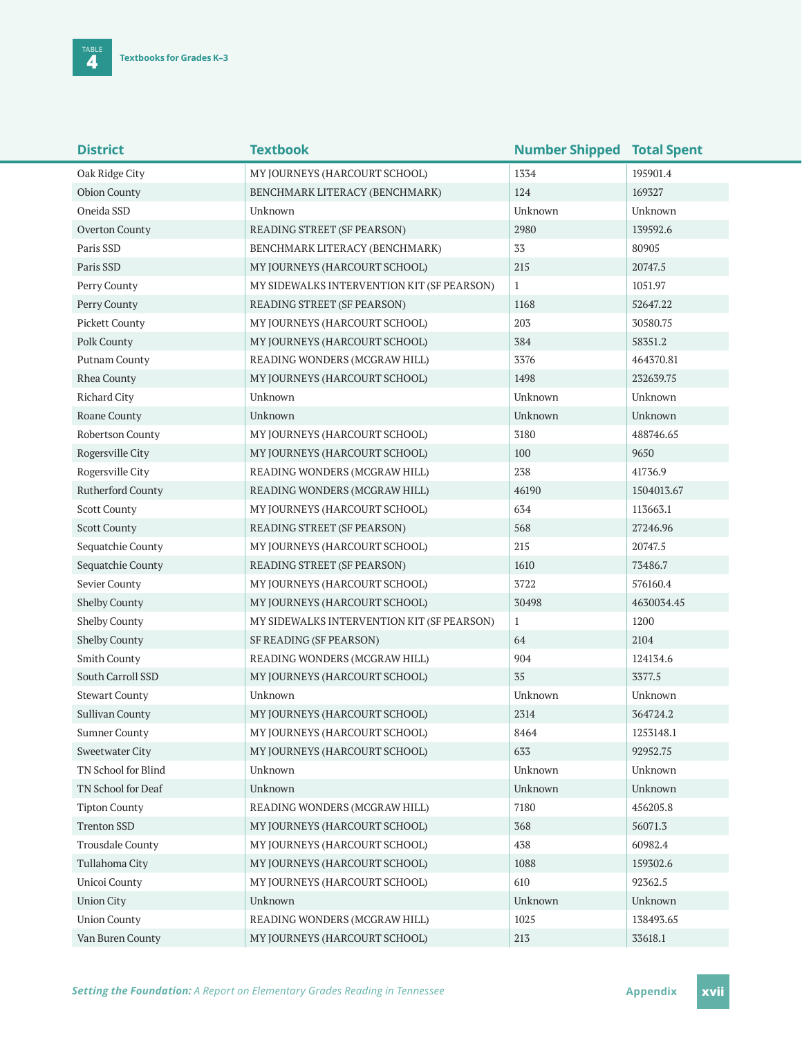TABLE 4 Textbooks for Grades K–3

| District | Textbook | Number Shipped | Total Spent |
|---|---|---|---|
| Oak Ridge City | MY JOURNEYS (HARCOURT SCHOOL) | 1334 | 195901.4 |
| Obion County | BENCHMARK LITERACY (BENCHMARK) | 124 | 169327 |
| Oneida SSD | Unknown | Unknown | Unknown |
| Overton County | READING STREET (SF PEARSON) | 2980 | 139592.6 |
| Paris SSD | BENCHMARK LITERACY (BENCHMARK) | 33 | 80905 |
| Paris SSD | MY JOURNEYS (HARCOURT SCHOOL) | 215 | 20747.5 |
| Perry County | MY SIDEWALKS INTERVENTION KIT (SF PEARSON) | 1 | 1051.97 |
| Perry County | READING STREET (SF PEARSON) | 1168 | 52647.22 |
| Pickett County | MY JOURNEYS (HARCOURT SCHOOL) | 203 | 30580.75 |
| Polk County | MY JOURNEYS (HARCOURT SCHOOL) | 384 | 58351.2 |
| Putnam County | READING WONDERS (MCGRAW HILL) | 3376 | 464370.81 |
| Rhea County | MY JOURNEYS (HARCOURT SCHOOL) | 1498 | 232639.75 |
| Richard City | Unknown | Unknown | Unknown |
| Roane County | Unknown | Unknown | Unknown |
| Robertson County | MY JOURNEYS (HARCOURT SCHOOL) | 3180 | 488746.65 |
| Rogersville City | MY JOURNEYS (HARCOURT SCHOOL) | 100 | 9650 |
| Rogersville City | READING WONDERS (MCGRAW HILL) | 238 | 41736.9 |
| Rutherford County | READING WONDERS (MCGRAW HILL) | 46190 | 1504013.67 |
| Scott County | MY JOURNEYS (HARCOURT SCHOOL) | 634 | 113663.1 |
| Scott County | READING STREET (SF PEARSON) | 568 | 27246.96 |
| Sequatchie County | MY JOURNEYS (HARCOURT SCHOOL) | 215 | 20747.5 |
| Sequatchie County | READING STREET (SF PEARSON) | 1610 | 73486.7 |
| Sevier County | MY JOURNEYS (HARCOURT SCHOOL) | 3722 | 576160.4 |
| Shelby County | MY JOURNEYS (HARCOURT SCHOOL) | 30498 | 4630034.45 |
| Shelby County | MY SIDEWALKS INTERVENTION KIT (SF PEARSON) | 1 | 1200 |
| Shelby County | SF READING (SF PEARSON) | 64 | 2104 |
| Smith County | READING WONDERS (MCGRAW HILL) | 904 | 124134.6 |
| South Carroll SSD | MY JOURNEYS (HARCOURT SCHOOL) | 35 | 3377.5 |
| Stewart County | Unknown | Unknown | Unknown |
| Sullivan County | MY JOURNEYS (HARCOURT SCHOOL) | 2314 | 364724.2 |
| Sumner County | MY JOURNEYS (HARCOURT SCHOOL) | 8464 | 1253148.1 |
| Sweetwater City | MY JOURNEYS (HARCOURT SCHOOL) | 633 | 92952.75 |
| TN School for Blind | Unknown | Unknown | Unknown |
| TN School for Deaf | Unknown | Unknown | Unknown |
| Tipton County | READING WONDERS (MCGRAW HILL) | 7180 | 456205.8 |
| Trenton SSD | MY JOURNEYS (HARCOURT SCHOOL) | 368 | 56071.3 |
| Trousdale County | MY JOURNEYS (HARCOURT SCHOOL) | 438 | 60982.4 |
| Tullahoma City | MY JOURNEYS (HARCOURT SCHOOL) | 1088 | 159302.6 |
| Unicoi County | MY JOURNEYS (HARCOURT SCHOOL) | 610 | 92362.5 |
| Union City | Unknown | Unknown | Unknown |
| Union County | READING WONDERS (MCGRAW HILL) | 1025 | 138493.65 |
| Van Buren County | MY JOURNEYS (HARCOURT SCHOOL) | 213 | 33618.1 |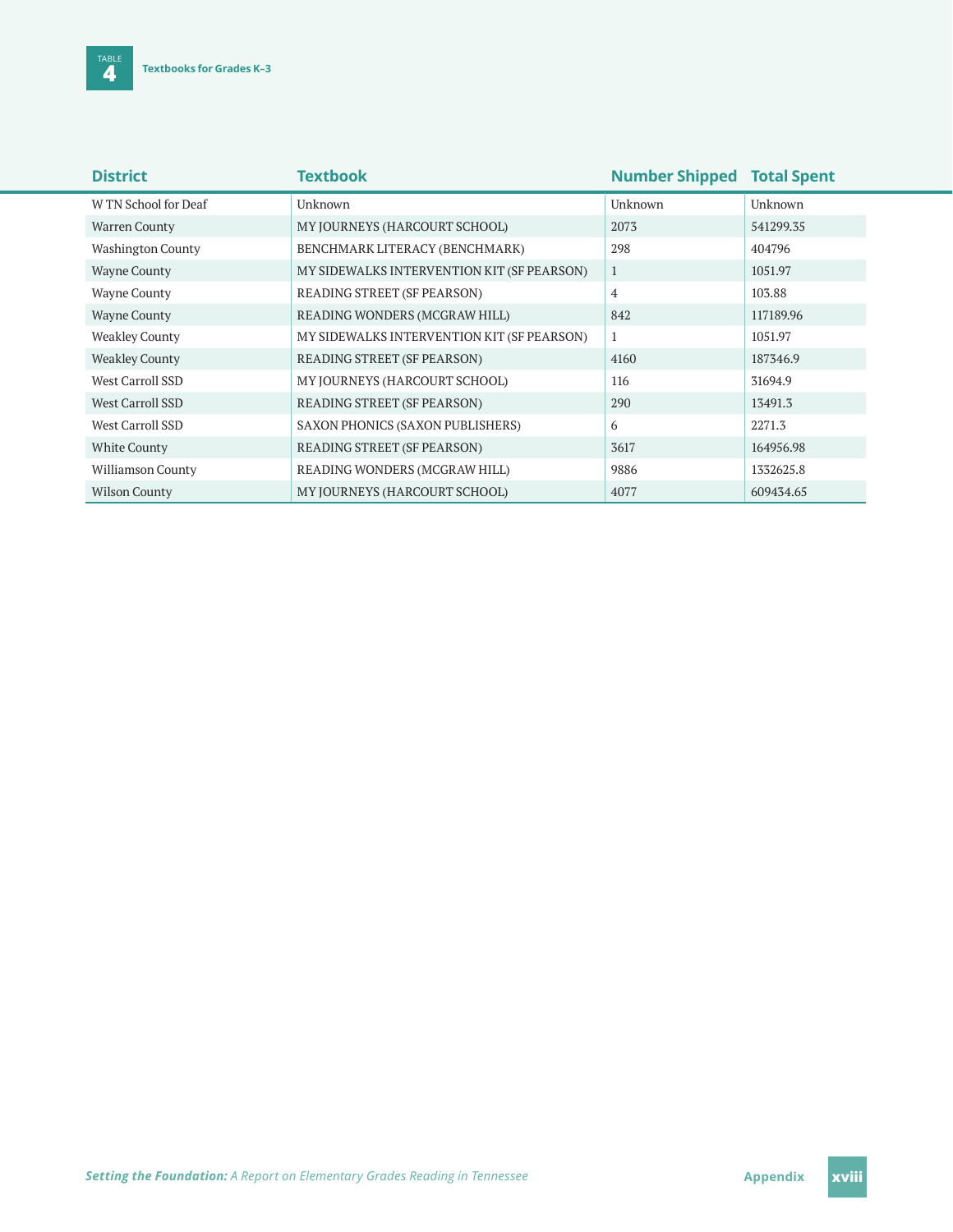TABLE 4 Textbooks for Grades K–3

| District | Textbook | Number Shipped | Total Spent |
|---|---|---|---|
| W TN School for Deaf | Unknown | Unknown | Unknown |
| Warren County | MY JOURNEYS (HARCOURT SCHOOL) | 2073 | 541299.35 |
| Washington County | BENCHMARK LITERACY (BENCHMARK) | 298 | 404796 |
| Wayne County | MY SIDEWALKS INTERVENTION KIT (SF PEARSON) | 1 | 1051.97 |
| Wayne County | READING STREET (SF PEARSON) | 4 | 103.88 |
| Wayne County | READING WONDERS (MCGRAW HILL) | 842 | 117189.96 |
| Weakley County | MY SIDEWALKS INTERVENTION KIT (SF PEARSON) | 1 | 1051.97 |
| Weakley County | READING STREET (SF PEARSON) | 4160 | 187346.9 |
| West Carroll SSD | MY JOURNEYS (HARCOURT SCHOOL) | 116 | 31694.9 |
| West Carroll SSD | READING STREET (SF PEARSON) | 290 | 13491.3 |
| West Carroll SSD | SAXON PHONICS (SAXON PUBLISHERS) | 6 | 2271.3 |
| White County | READING STREET (SF PEARSON) | 3617 | 164956.98 |
| Williamson County | READING WONDERS (MCGRAW HILL) | 9886 | 1332625.8 |
| Wilson County | MY JOURNEYS (HARCOURT SCHOOL) | 4077 | 609434.65 |